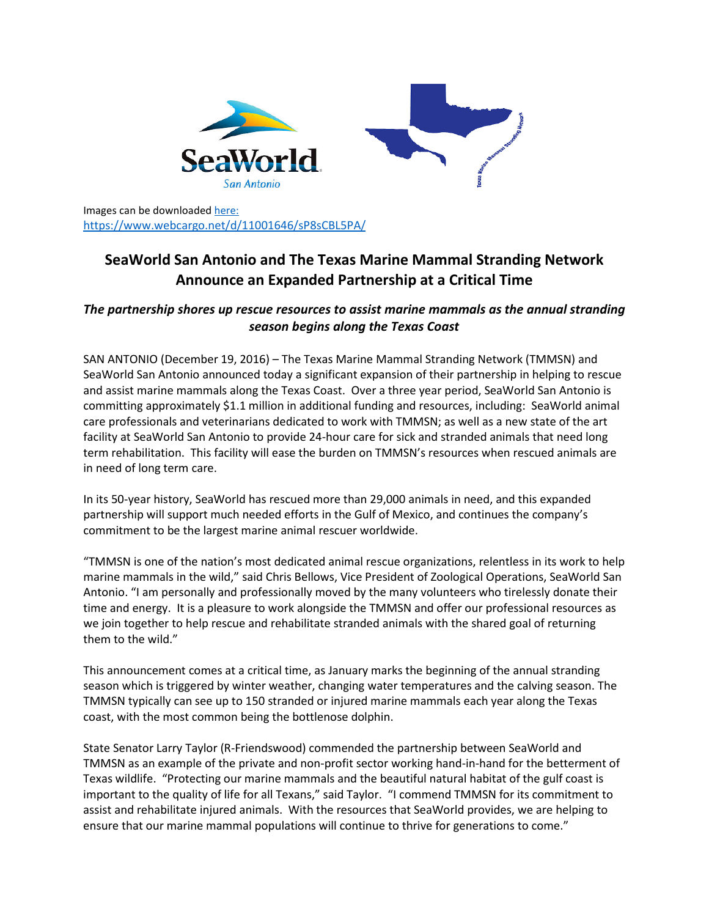Images can be downloaded [here:](https://www.webcargo.net/d/11001646/sP8sCBL5PA/)
https://www.webcargo.net/d/11001646/sP8sCBL5PA/

# SeaWorld San Antonio and The Texas Marine Mammal Stranding Network Announce an Expanded Partnership at a Critical Time

***The partnership shores up rescue resources to assist marine mammals as the annual stranding season begins along the Texas Coast***

SAN ANTONIO (December 19, 2016) – The Texas Marine Mammal Stranding Network (TMMSN) and SeaWorld San Antonio announced today a significant expansion of their partnership in helping to rescue and assist marine mammals along the Texas Coast. Over a three year period, SeaWorld San Antonio is committing approximately $1.1 million in additional funding and resources, including: SeaWorld animal care professionals and veterinarians dedicated to work with TMMSN; as well as a new state of the art facility at SeaWorld San Antonio to provide 24-hour care for sick and stranded animals that need long term rehabilitation. This facility will ease the burden on TMMSN's resources when rescued animals are in need of long term care.

In its 50-year history, SeaWorld has rescued more than 29,000 animals in need, and this expanded partnership will support much needed efforts in the Gulf of Mexico, and continues the company's commitment to be the largest marine animal rescuer worldwide.

"TMMSN is one of the nation's most dedicated animal rescue organizations, relentless in its work to help marine mammals in the wild," said Chris Bellows, Vice President of Zoological Operations, SeaWorld San Antonio. "I am personally and professionally moved by the many volunteers who tirelessly donate their time and energy. It is a pleasure to work alongside the TMMSN and offer our professional resources as we join together to help rescue and rehabilitate stranded animals with the shared goal of returning them to the wild."

This announcement comes at a critical time, as January marks the beginning of the annual stranding season which is triggered by winter weather, changing water temperatures and the calving season. The TMMSN typically can see up to 150 stranded or injured marine mammals each year along the Texas coast, with the most common being the bottlenose dolphin.

State Senator Larry Taylor (R-Friendswood) commended the partnership between SeaWorld and TMMSN as an example of the private and non-profit sector working hand-in-hand for the betterment of Texas wildlife. "Protecting our marine mammals and the beautiful natural habitat of the gulf coast is important to the quality of life for all Texans," said Taylor. "I commend TMMSN for its commitment to assist and rehabilitate injured animals. With the resources that SeaWorld provides, we are helping to ensure that our marine mammal populations will continue to thrive for generations to come."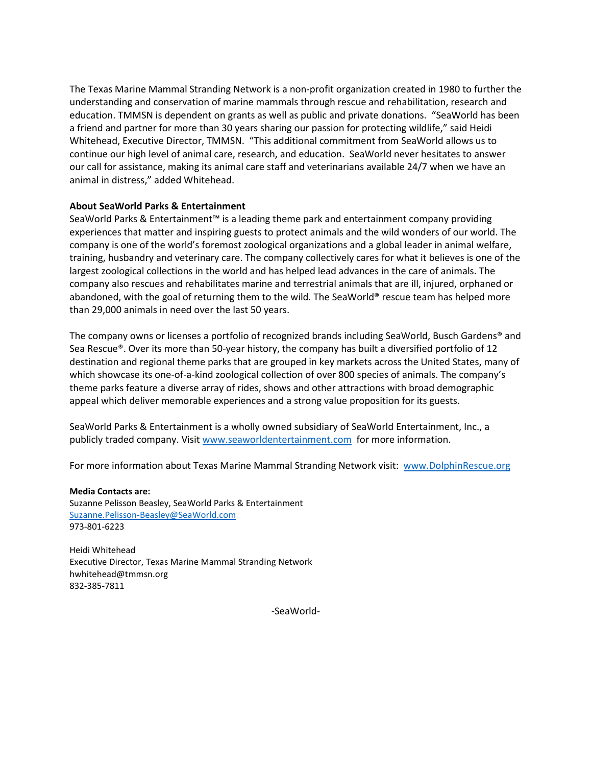The Texas Marine Mammal Stranding Network is a non-profit organization created in 1980 to further the understanding and conservation of marine mammals through rescue and rehabilitation, research and education. TMMSN is dependent on grants as well as public and private donations. "SeaWorld has been a friend and partner for more than 30 years sharing our passion for protecting wildlife," said Heidi Whitehead, Executive Director, TMMSN. "This additional commitment from SeaWorld allows us to continue our high level of animal care, research, and education. SeaWorld never hesitates to answer our call for assistance, making its animal care staff and veterinarians available 24/7 when we have an animal in distress," added Whitehead.

**About SeaWorld Parks & Entertainment**

SeaWorld Parks & Entertainment™ is a leading theme park and entertainment company providing experiences that matter and inspiring guests to protect animals and the wild wonders of our world. The company is one of the world's foremost zoological organizations and a global leader in animal welfare, training, husbandry and veterinary care. The company collectively cares for what it believes is one of the largest zoological collections in the world and has helped lead advances in the care of animals. The company also rescues and rehabilitates marine and terrestrial animals that are ill, injured, orphaned or abandoned, with the goal of returning them to the wild. The SeaWorld® rescue team has helped more than 29,000 animals in need over the last 50 years.

The company owns or licenses a portfolio of recognized brands including SeaWorld, Busch Gardens® and Sea Rescue®. Over its more than 50-year history, the company has built a diversified portfolio of 12 destination and regional theme parks that are grouped in key markets across the United States, many of which showcase its one-of-a-kind zoological collection of over 800 species of animals. The company's theme parks feature a diverse array of rides, shows and other attractions with broad demographic appeal which deliver memorable experiences and a strong value proposition for its guests.

SeaWorld Parks & Entertainment is a wholly owned subsidiary of SeaWorld Entertainment, Inc., a publicly traded company. Visit www.seaworldentertainment.com for more information.

For more information about Texas Marine Mammal Stranding Network visit: www.DolphinRescue.org

**Media Contacts are:**

Suzanne Pelisson Beasley, SeaWorld Parks & Entertainment
Suzanne.Pelisson-Beasley@SeaWorld.com
973-801-6223

Heidi Whitehead
Executive Director, Texas Marine Mammal Stranding Network
hwhitehead@tmmsn.org
832-385-7811

-SeaWorld-